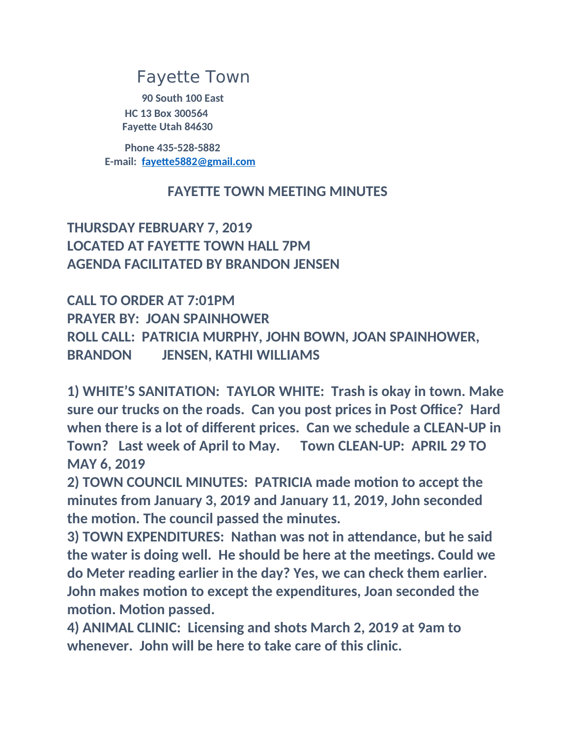# Fayette Town

**90 South 100 East**
**HC 13 Box 300564**
**Fayette Utah 84630**

**Phone 435-528-5882**
**E-mail: [fayette5882@gmail.com](mailto:fayette5882@gmail.com)**

## FAYETTE TOWN MEETING MINUTES

**THURSDAY FEBRUARY 7, 2019**
**LOCATED AT FAYETTE TOWN HALL 7PM**
**AGENDA FACILITATED BY BRANDON JENSEN**

**CALL TO ORDER AT 7:01PM**
**PRAYER BY: JOAN SPAINHOWER**
**ROLL CALL: PATRICIA MURPHY, JOHN BOWN, JOAN SPAINHOWER, BRANDON JENSEN, KATHI WILLIAMS**

**1) WHITE'S SANITATION: TAYLOR WHITE: Trash is okay in town. Make sure our trucks on the roads. Can you post prices in Post Office? Hard when there is a lot of different prices. Can we schedule a CLEAN-UP in Town? Last week of April to May. Town CLEAN-UP: APRIL 29 TO MAY 6, 2019**

**2) TOWN COUNCIL MINUTES: PATRICIA made motion to accept the minutes from January 3, 2019 and January 11, 2019, John seconded the motion. The council passed the minutes.**

**3) TOWN EXPENDITURES: Nathan was not in attendance, but he said the water is doing well. He should be here at the meetings. Could we do Meter reading earlier in the day? Yes, we can check them earlier. John makes motion to except the expenditures, Joan seconded the motion. Motion passed.**

**4) ANIMAL CLINIC: Licensing and shots March 2, 2019 at 9am to whenever. John will be here to take care of this clinic.**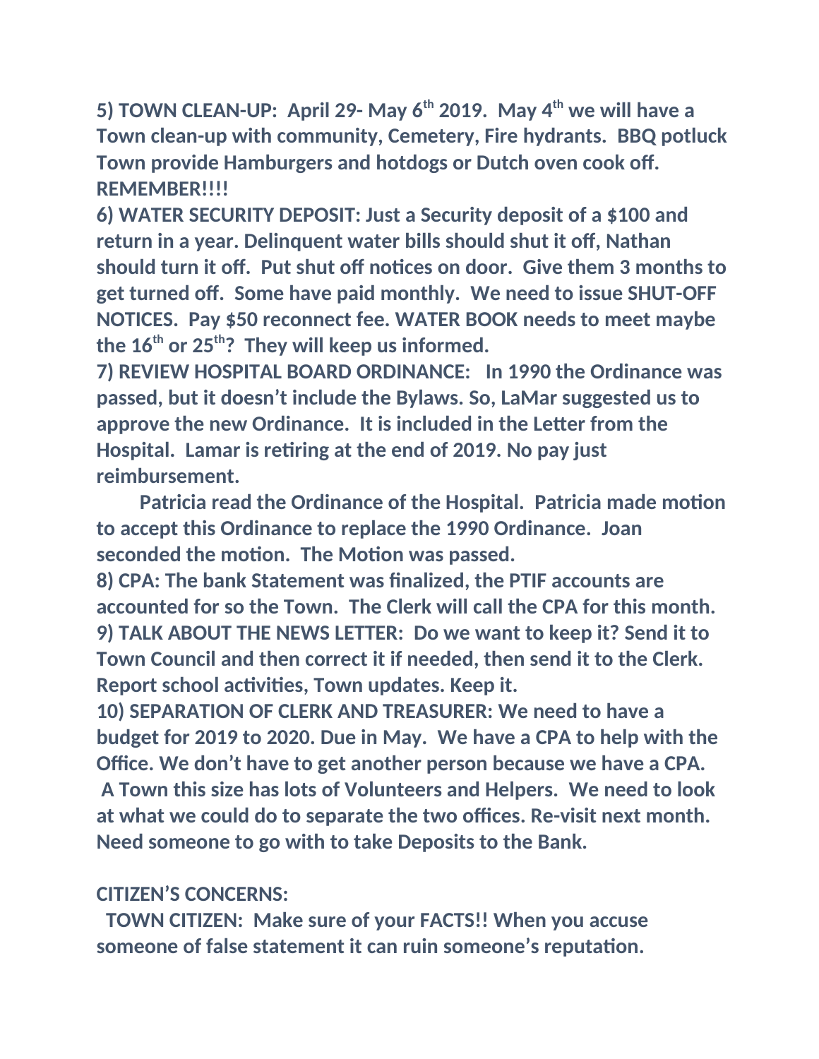**5) TOWN CLEAN-UP: April 29- May 6th 2019. May 4th we will have a Town clean-up with community, Cemetery, Fire hydrants. BBQ potluck Town provide Hamburgers and hotdogs or Dutch oven cook off. REMEMBER!!!!**

**6) WATER SECURITY DEPOSIT: Just a Security deposit of a $100 and return in a year. Delinquent water bills should shut it off, Nathan should turn it off. Put shut off notices on door. Give them 3 months to get turned off. Some have paid monthly. We need to issue SHUT-OFF NOTICES. Pay $50 reconnect fee. WATER BOOK needs to meet maybe the 16th or 25th? They will keep us informed.**

**7) REVIEW HOSPITAL BOARD ORDINANCE: In 1990 the Ordinance was passed, but it doesn't include the Bylaws. So, LaMar suggested us to approve the new Ordinance. It is included in the Letter from the Hospital. Lamar is retiring at the end of 2019. No pay just reimbursement.**

**Patricia read the Ordinance of the Hospital. Patricia made motion to accept this Ordinance to replace the 1990 Ordinance. Joan seconded the motion. The Motion was passed.**

**8) CPA: The bank Statement was finalized, the PTIF accounts are accounted for so the Town. The Clerk will call the CPA for this month.**

**9) TALK ABOUT THE NEWS LETTER: Do we want to keep it? Send it to Town Council and then correct it if needed, then send it to the Clerk. Report school activities, Town updates. Keep it.**

**10) SEPARATION OF CLERK AND TREASURER: We need to have a budget for 2019 to 2020. Due in May. We have a CPA to help with the Office. We don't have to get another person because we have a CPA. A Town this size has lots of Volunteers and Helpers. We need to look at what we could do to separate the two offices. Re-visit next month. Need someone to go with to take Deposits to the Bank.**

**CITIZEN'S CONCERNS:**

**TOWN CITIZEN: Make sure of your FACTS!! When you accuse someone of false statement it can ruin someone's reputation.**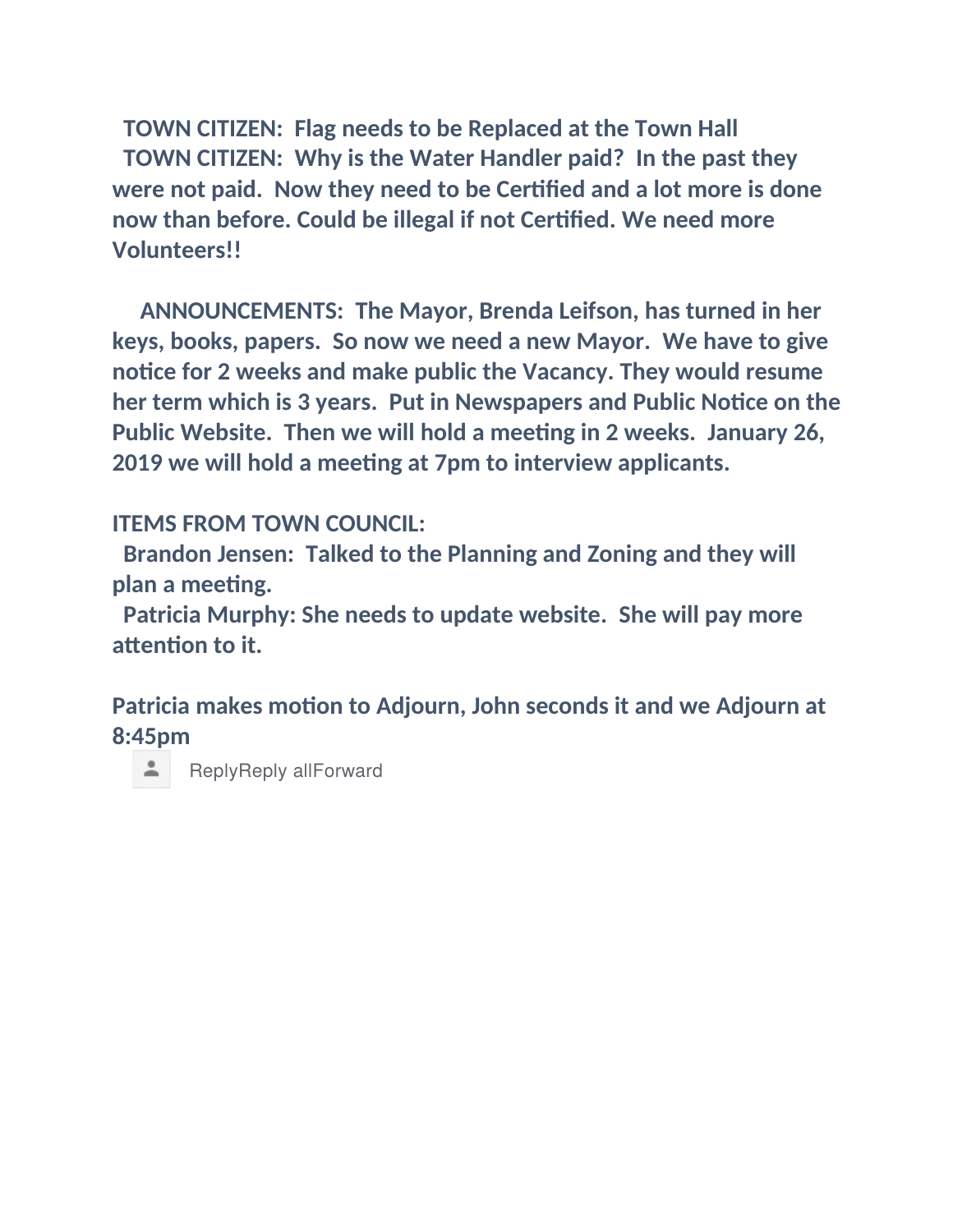**TOWN CITIZEN: Flag needs to be Replaced at the Town Hall**

**TOWN CITIZEN: Why is the Water Handler paid? In the past they were not paid. Now they need to be Certified and a lot more is done now than before. Could be illegal if not Certified. We need more Volunteers!!**

**ANNOUNCEMENTS: The Mayor, Brenda Leifson, has turned in her keys, books, papers. So now we need a new Mayor. We have to give notice for 2 weeks and make public the Vacancy. They would resume her term which is 3 years. Put in Newspapers and Public Notice on the Public Website. Then we will hold a meeting in 2 weeks. January 26, 2019 we will hold a meeting at 7pm to interview applicants.**

**ITEMS FROM TOWN COUNCIL:**

**Brandon Jensen: Talked to the Planning and Zoning and they will plan a meeting.**

**Patricia Murphy: She needs to update website. She will pay more attention to it.**

**Patricia makes motion to Adjourn, John seconds it and we Adjourn at 8:45pm**

ReplyReply allForward